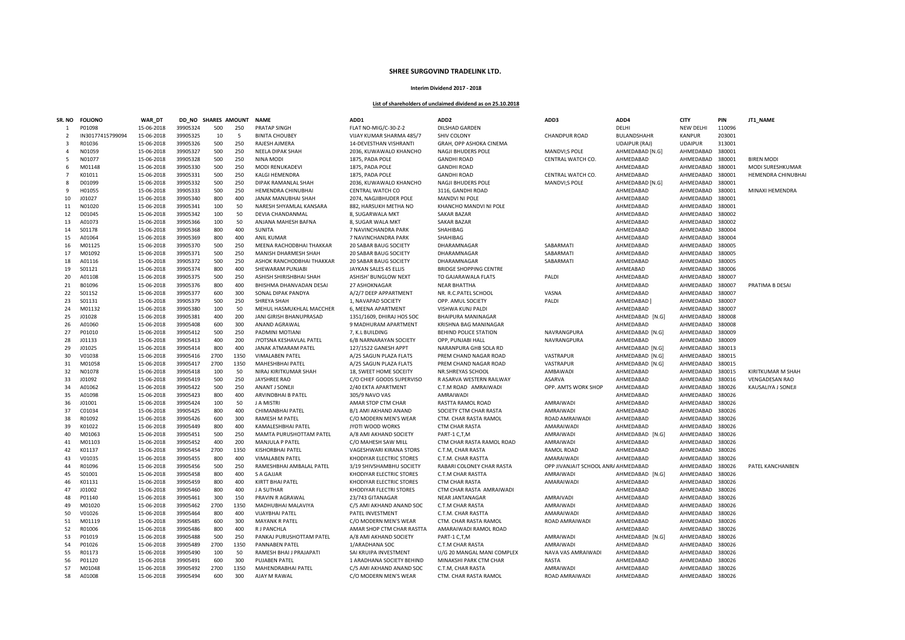# SHREE SURGOVIND TRADELINK LTD.

## Interim Dividend 2017 - 2018

### List of shareholders of unclaimed dividend as on 25.10.2018

| SR. NO | FOLIONO | WAR_DT | DD_NO | SHARES | AMOUNT | NAME | ADD1 | ADD2 | ADD3 | ADD4 | CITY | PIN | JT1_NAME |
|---|---|---|---|---|---|---|---|---|---|---|---|---|---|
| 1 | P01098 | 15-06-2018 | 39905324 | 500 | 250 | PRATAP SINGH | FLAT NO-MIG/C-30-Z-2 | DILSHAD GARDEN | | DELHI | NEW DELHI | 110096 | |
| 2 | IN30177415799094 | 15-06-2018 | 39905325 | 10 | 5 | BINITA CHOUBEY | VIJAY KUMAR SHARMA 485/7 | SHIV COLONY | CHANDPUR ROAD | BULANDSHAHR | KANPUR | 203001 | |
| 3 | R01036 | 15-06-2018 | 39905326 | 500 | 250 | RAJESH AJMERA | 14-DEVESTHAN VISHRANTI | GRAH, OPP ASHOKA CINEMA | | UDAIPUR (RAJ) | UDAIPUR | 313001 | |
| 4 | N01059 | 15-06-2018 | 39905327 | 500 | 250 | NEELA DIPAK SHAH | 2036, KUWAWALO KHANCHO | NAGJI BHUDERS POLE | MANDVI;S POLE | AHMEDABAD [N.G] | AHMEDABAD | 380001 | |
| 5 | N01077 | 15-06-2018 | 39905328 | 500 | 250 | NINA MODI | 1875, PADA POLE | GANDHI ROAD | CENTRAL WATCH CO. | AHMEDABAD | AHMEDABAD | 380001 | BIREN MODI |
| 6 | M01148 | 15-06-2018 | 39905330 | 500 | 250 | MODI RENUKADEVI | 1875, PADA POLE | GANDHI ROAD | | AHMEDABAD | AHMEDABAD | 380001 | MODI SURESHKUMAR |
| 7 | K01011 | 15-06-2018 | 39905331 | 500 | 250 | KALGI HEMENDRA | 1875, PADA POLE | GANDHI ROAD | CENTRAL WATCH CO. | AHMEDABAD | AHMEDABAD | 380001 | HEMENDRA CHINUBHAI |
| 8 | D01099 | 15-06-2018 | 39905332 | 500 | 250 | DIPAK RAMANLAL SHAH | 2036, KUWAWALO KHANCHO | NAGJI BHUDERS POLE | MANDVI;S POLE | AHMEDABAD [N.G] | AHMEDABAD | 380001 | |
| 9 | H01055 | 15-06-2018 | 39905333 | 500 | 250 | HEMENDRA CHINUBHAI | CENTRAL WATCH CO | 3116, GANDHI ROAD | | AHMEDABAD | AHMEDABAD | 380001 | MINAXI HEMENDRA |
| 10 | J01027 | 15-06-2018 | 39905340 | 800 | 400 | JANAK MANUBHAI SHAH | 2074, NAGJIBHUDER POLE | MANDVI NI POLE | | AHMEDABAD | AHMEDABAD | 380001 | |
| 11 | N01020 | 15-06-2018 | 39905341 | 100 | 50 | NARESH SHYAMLAL KANSARA | 882, HARSUKH METHA NO | KHANCHO MANDVI NI POLE | | AHMEDABAD | AHMEDABAD | 380001 | |
| 12 | D01045 | 15-06-2018 | 39905342 | 100 | 50 | DEVIA CHANDANMAL | 8, SUGARWALA MKT | SAKAR BAZAR | | AHMEDABAD | AHMEDABAD | 380002 | |
| 13 | A01073 | 15-06-2018 | 39905366 | 100 | 50 | ANJANA MAHESH BAFNA | 8, SUGAR WALA MKT | SAKAR BAZAR | | AHMEDABAD | AHMEDABAD | 380002 | |
| 14 | S01178 | 15-06-2018 | 39905368 | 800 | 400 | SUNITA | 7 NAVINCHANDRA PARK | SHAHIBAG | | AHMEDABAD | AHMEDABAD | 380004 | |
| 15 | A01064 | 15-06-2018 | 39905369 | 800 | 400 | ANIL KUMAR | 7 NAVINCHANDRA PARK | SHAHIBAG | | AHMEDABAD | AHMEDABAD | 380004 | |
| 16 | M01125 | 15-06-2018 | 39905370 | 500 | 250 | MEENA RACHODBHAI THAKKAR | 20 SABAR BAUG SOCIETY | DHARAMNAGAR | SABARMATI | AHMEDABAD | AHMEDABAD | 380005 | |
| 17 | M01092 | 15-06-2018 | 39905371 | 500 | 250 | MANISH DHARMESH SHAH | 20 SABAR BAUG SOCIETY | DHARAMNAGAR | SABARMATI | AHMEDABAD | AHMEDABAD | 380005 | |
| 18 | A01116 | 15-06-2018 | 39905372 | 500 | 250 | ASHOK RANCHODBHAI THAKKAR | 20 SABAR BAUG SOCIETY | DHARAMNAGAR | SABARMATI | AHMEDABAD | AHMEDABAD | 380005 | |
| 19 | S01121 | 15-06-2018 | 39905374 | 800 | 400 | SHEWARAM PUNJABI | JAYKAN SALES 45 ELLIS | BRIDGE SHOPPING CENTRE | | AHMEABAD | AHMEDABAD | 380006 | |
| 20 | A01108 | 15-06-2018 | 39905375 | 500 | 250 | ASHISH SHIRISHBHAI SHAH | ASHISH' BUNGLOW NEXT | TO GAJARAWALA FLATS | PALDI | AHMEDABAD | AHMEDABAD | 380007 | |
| 21 | B01096 | 15-06-2018 | 39905376 | 800 | 400 | BHISHMA DHANVADAN DESAI | 27 ASHOKNAGAR | NEAR BHATTHA | | AHMEDABAD | AHMEDABAD | 380007 | PRATIMA B DESAI |
| 22 | S01152 | 15-06-2018 | 39905377 | 600 | 300 | SONAL DIPAK PANDYA | A/2/7 DEEP APPARTMENT | NR. R.C.PATEL SCHOOL | VASNA | AHMEDABAD | AHMEDABAD | 380007 | |
| 23 | S01131 | 15-06-2018 | 39905379 | 500 | 250 | SHREYA SHAH | 1, NAVAPAD SOCIETY | OPP. AMUL SOCIETY | PALDI | AHMEDABAD ] | AHMEDABAD | 380007 | |
| 24 | M01132 | 15-06-2018 | 39905380 | 100 | 50 | MEHUL HASMUKHLAL MACCHER | 6, MEENA APARTMENT | VISHWA KUNJ PALDI | | AHMEDABAD | AHMEDABAD | 380007 | |
| 25 | J01028 | 15-06-2018 | 39905381 | 400 | 200 | JANI GIRISH BHANUPRASAD | 1351/1609, DHIRAJ HOS SOC | BHAIPURA MANINAGAR | | AHMEDABAD [N.G] | AHMEDABAD | 380008 | |
| 26 | A01060 | 15-06-2018 | 39905408 | 600 | 300 | ANAND AGRAWAL | 9 MADHURAM APARTMENT | KRISHNA BAG MANINAGAR | | AHMEDABAD | AHMEDABAD | 380008 | |
| 27 | P01010 | 15-06-2018 | 39905412 | 500 | 250 | PADMINI MOTIANI | 7, K.L BUILDING | BEHIND POLICE STATION | NAVRANGPURA | AHMEDABAD [N.G] | AHMEDABAD | 380009 | |
| 28 | J01133 | 15-06-2018 | 39905413 | 400 | 200 | JYOTSNA KESHAVLAL PATEL | 6/B NARNARAYAN SOCIETY | OPP, PUNJABI HALL | NAVRANGPURA | AHMEDABAD | AHMEDABAD | 380009 | |
| 29 | J01025 | 15-06-2018 | 39905414 | 800 | 400 | JANAK ATMARAM PATEL | 127/1522 GANESH APPT | NARANPURA GHB SOLA RD | | AHMEDABAD [N.G] | AHMEDABAD | 380013 | |
| 30 | V01038 | 15-06-2018 | 39905416 | 2700 | 1350 | VIMALABEN PATEL | A/25 SAGUN PLAZA FLATS | PREM CHAND NAGAR ROAD | VASTRAPUR | AHMEDABAD [N.G] | AHMEDABAD | 380015 | |
| 31 | M01058 | 15-06-2018 | 39905417 | 2700 | 1350 | MAHESHBHAI PATEL | A/25 SAGUN PLAZA FLATS | PREM CHAND NAGAR ROAD | VASTRAPUR | AHMEDABAD [N.G] | AHMEDABAD | 380015 | |
| 32 | N01078 | 15-06-2018 | 39905418 | 100 | 50 | NIRAJ KIRITKUMAR SHAH | 18, SWEET HOME SOCIETY | NR.SHREYAS SCHOOL | AMBAWADI | AHMEDABAD | AHMEDABAD | 380015 | KIRITKUMAR M SHAH |
| 33 | J01092 | 15-06-2018 | 39905419 | 500 | 250 | JAYSHREE RAO | C/O CHIEF GOODS SUPERVISO | R ASARVA WESTERN RAILWAY | ASARVA | AHMEDABAD | AHMEDABAD | 380016 | VENGADESAN RAO |
| 34 | A01062 | 15-06-2018 | 39905422 | 500 | 250 | ANANT J SONEJI | 2/40 EKTA APARTMENT | C.T.M ROAD AMRAIWADI | OPP. AMTS WORK SHOP | AHMEDABAD | AHMEDABAD | 380026 | KAUSALIYA J SONEJI |
| 35 | A01098 | 15-06-2018 | 39905423 | 800 | 400 | ARVINDBHAI B PATEL | 305/9 NAVO VAS | AMRAIWADI | | AHMEDABAD | AHMEDABAD | 380026 | |
| 36 | J01001 | 15-06-2018 | 39905424 | 100 | 50 | J A MISTRI | AMAR STOP CTM CHAR | RASTTA RAMOL ROAD | AMRAIWADI | AHMEDABAD | AHMEDABAD | 380026 | |
| 37 | C01034 | 15-06-2018 | 39905425 | 800 | 400 | CHIMANBHAI PATEL | B/1 AMI AKHAND ANAND | SOCIETY CTM CHAR RASTA | AMRAIWADI | AHMEDABAD | AHMEDABAD | 380026 | |
| 38 | R01092 | 15-06-2018 | 39905426 | 600 | 300 | RAMESH M PATEL | C/O MODERN MEN'S WEAR | CTM. CHAR RASTA RAMOL | ROAD AMRAIWADI | AHMEDABAD | AHMEDABAD | 380026 | |
| 39 | K01022 | 15-06-2018 | 39905449 | 800 | 400 | KAMALESHBHAI PATEL | JYOTI WOOD WORKS | CTM CHAR RASTA | AMARAIWADI | AHMEDABAD | AHMEDABAD | 380026 | |
| 40 | M01063 | 15-06-2018 | 39905451 | 500 | 250 | MAMTA PURUSHOTTAM PATEL | A/8 AMI AKHAND SOCIETY | PART-1 C,T,M | AMRAIWADI | AHMEDABAD [N.G] | AHMEDABAD | 380026 | |
| 41 | M01103 | 15-06-2018 | 39905452 | 400 | 200 | MANJULA P PATEL | C/O MAHESH SAW MILL | CTM CHAR RASTA RAMOL ROAD | AMRAIWADI | AHMEDABAD | AHMEDABAD | 380026 | |
| 42 | K01137 | 15-06-2018 | 39905454 | 2700 | 1350 | KISHORBHAI PATEL | VAGESHWARI KIRANA STORS | C.T.M, CHAR RASTA | RAMOL ROAD | AHMEDABAD | AHMEDABAD | 380026 | |
| 43 | V01035 | 15-06-2018 | 39905455 | 800 | 400 | VIMALABEN PATEL | KHODIYAR ELECTRIC STORES | C.T.M. CHAR RASTTA | AMARAIWADI | AHMEDABAD | AHMEDABAD | 380026 | |
| 44 | R01096 | 15-06-2018 | 39905456 | 500 | 250 | RAMESHBHAI AMBALAL PATEL | 3/19 SHIVSHAMBHU SOCIETY | RABARI COLONEY CHAR RASTA | OPP JIVANJAIT SCHOOL ANR/ | AHMEDABAD | AHMEDABAD | 380026 | PATEL KANCHANBEN |
| 45 | S01001 | 15-06-2018 | 39905458 | 800 | 400 | S A GAJJAR | KHODIYAR ELECTRIC STORES | C.T.M CHAR RASTTA | AMRAIWADI | AHMEDABAD [N.G] | AHMEDABAD | 380026 | |
| 46 | K01131 | 15-06-2018 | 39905459 | 800 | 400 | KIRTT BHAI PATEL | KHODIYAR ELECTRIC STORES | CTM CHAR RASTA | AMARAIWADI | AHMEDABAD | AHMEDABAD | 380026 | |
| 47 | J01002 | 15-06-2018 | 39905460 | 800 | 400 | J A SUTHAR | KHODIYAR FLECTRI STORES | CTM CHAR RASTA AMRAIWADI | | AHMEDABAD | AHMEDABAD | 380026 | |
| 48 | P01140 | 15-06-2018 | 39905461 | 300 | 150 | PRAVIN R AGRAWAL | 23/743 GITANAGAR | NEAR JANTANAGAR | AMRAIVADI | AHMEDABAD | AHMEDABAD | 380026 | |
| 49 | M01020 | 15-06-2018 | 39905462 | 2700 | 1350 | MADHUBHAI MALAVIYA | C/5 AMI AKHAND ANAND SOC | C.T.M CHAR RASTA | AMRAIWADI | AHMEDABAD | AHMEDABAD | 380026 | |
| 50 | V01026 | 15-06-2018 | 39905464 | 800 | 400 | VIJAYBHAI PATEL | PATEL INVESTMENT | C.T.M. CHAR RASTTA | AMARAIWADI | AHMEDABAD | AHMEDABAD | 380026 | |
| 51 | M01119 | 15-06-2018 | 39905485 | 600 | 300 | MAYANK R PATEL | C/O MODERN MEN'S WEAR | CTM. CHAR RASTA RAMOL | ROAD AMRAIWADI | AHMEDABAD | AHMEDABAD | 380026 | |
| 52 | R01006 | 15-06-2018 | 39905486 | 800 | 400 | R J PANCHLA | AMAR SHOP CTM CHAR RASTTA | AMARAIWADI RAMOL ROAD | | AHMEDABAD | AHMEDABAD | 380026 | |
| 53 | P01019 | 15-06-2018 | 39905488 | 500 | 250 | PANKAJ PURUSHOTTAM PATEL | A/8 AMI AKHAND SOCIETY | PART-1 C,T,M | AMRAIWADI | AHMEDABAD [N.G] | AHMEDABAD | 380026 | |
| 54 | P01026 | 15-06-2018 | 39905489 | 2700 | 1350 | PANNABEN PATEL | 1/ARADHANA SOC | C.T.M CHAR RASTA | AMRAIWADI | AHMEDABAD | AHMEDABAD | 380026 | |
| 55 | R01173 | 15-06-2018 | 39905490 | 100 | 50 | RAMESH BHAI J PRAJAPATI | SAI KRUIPA INVESTMENT | U/G 20 MANGAL MANI COMPLEX | NAVA VAS AMRAIWADI | AHMEDABAD | AHMEDABAD | 380026 | |
| 56 | P01120 | 15-06-2018 | 39905491 | 600 | 300 | PUJABEN PATEL | 1 ARADHANA SOCIETY BEHIND | MINAKSHI PARK CTM CHAR | RASTA | AHMEDABAD | AHMEDABAD | 380026 | |
| 57 | M01048 | 15-06-2018 | 39905492 | 2700 | 1350 | MAHENDRABHAI PATEL | C/5 AMI AKHAND ANAND SOC | C.T.M, CHAR RASTA | AMRAIWADI | AHMEDABAD | AHMEDABAD | 380026 | |
| 58 | A01008 | 15-06-2018 | 39905494 | 600 | 300 | AJAY M RAWAL | C/O MODERN MEN'S WEAR | CTM. CHAR RASTA RAMOL | ROAD AMRAIWADI | AHMEDABAD | AHMEDABAD | 380026 | |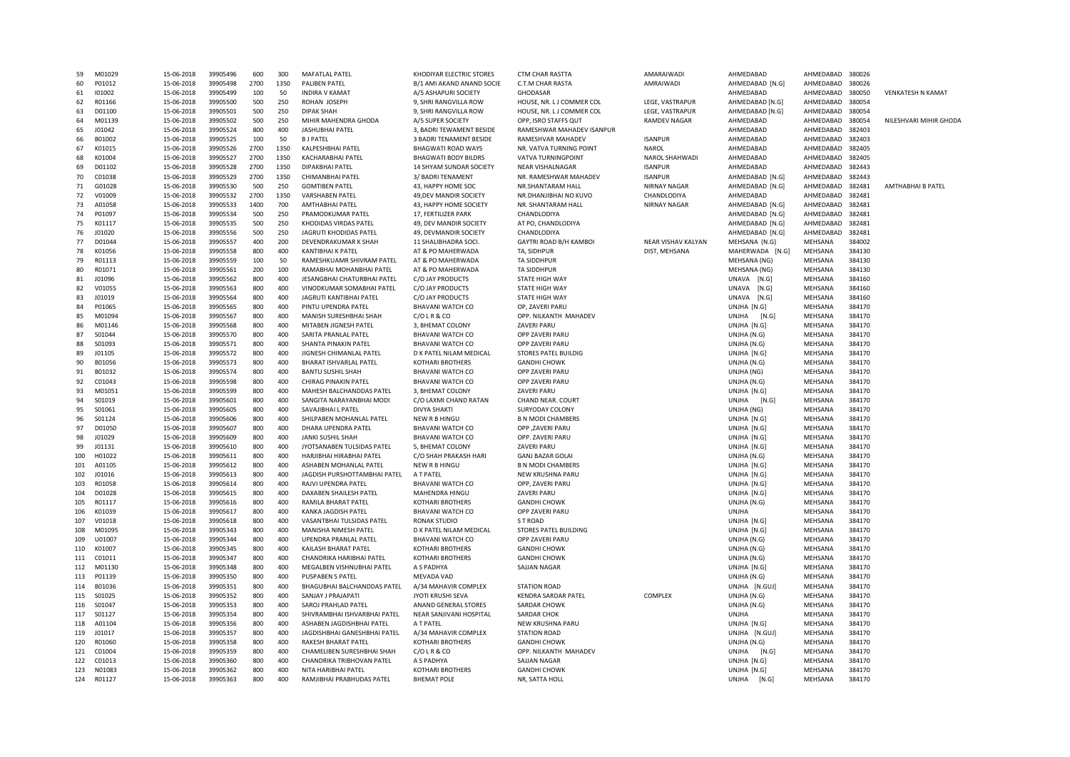| | | | | | | | | | | | | | |
|---|---|---|---|---|---|---|---|---|---|---|---|---|---|
| 59 | M01029 | 15-06-2018 | 39905496 | 600 | 300 | MAFATLAL PATEL | KHODIYAR ELECTRIC STORES | CTM CHAR RASTTA | AMARAIWADI | AHMEDABAD | AHMEDABAD | 380026 | |
| 60 | P01012 | 15-06-2018 | 39905498 | 2700 | 1350 | PALIBEN PATEL | B/1 AMI AKAND ANAND SOCIE | C.T.M CHAR RASTA | AMRAIWADI | AHMEDABAD [N.G] | AHMEDABAD | 380026 | |
| 61 | I01002 | 15-06-2018 | 39905499 | 100 | 50 | INDIRA V KAMAT | A/5 ASHAPURI SOCIETY | GHODASAR | | AHMEDABAD | AHMEDABAD | 380050 | VENKATESH N KAMAT |
| 62 | R01166 | 15-06-2018 | 39905500 | 500 | 250 | ROHAN JOSEPH | 9, SHRI RANGVILLA ROW | HOUSE, NR. L J COMMER COL | LEGE, VASTRAPUR | AHMEDABAD [N.G] | AHMEDABAD | 380054 | |
| 63 | D01100 | 15-06-2018 | 39905501 | 500 | 250 | DIPAK SHAH | 9, SHRI RANGVILLA ROW | HOUSE, NR. L J COMMER COL | LEGE, VASTRAPUR | AHMEDABAD [N.G] | AHMEDABAD | 380054 | |
| 64 | M01139 | 15-06-2018 | 39905502 | 500 | 250 | MIHIR MAHENDRA GHODA | A/5 SUPER SOCIETY | OPP, ISRO STAFFS QUT | RAMDEV NAGAR | AHMEDABAD | AHMEDABAD | 380054 | NILESHVARI MIHIR GHODA |
| 65 | J01042 | 15-06-2018 | 39905524 | 800 | 400 | JASHUBHAI PATEL | 3, BADRI TEWAMENT BESIDE | RAMESHWAR MAHADEV ISANPUR | | AHMEDABAD | AHMEDABAD | 382403 | |
| 66 | B01002 | 15-06-2018 | 39905525 | 100 | 50 | B J PATEL | 3 BADRI TENAMENT BESIDE | RAMESHVAR MAHADEV | ISANPUR | AHMEDABAD | AHMEDABAD | 382403 | |
| 67 | K01015 | 15-06-2018 | 39905526 | 2700 | 1350 | KALPESHBHAI PATEL | BHAGWATI ROAD WAYS | NR. VATVA TURNING POINT | NAROL | AHMEDABAD | AHMEDABAD | 382405 | |
| 68 | K01004 | 15-06-2018 | 39905527 | 2700 | 1350 | KACHARABHAI PATEL | BHAGWATI BODY BILDRS | VATVA TURNINGPOINT | NAROL SHAHWADI | AHMEDABAD | AHMEDABAD | 382405 | |
| 69 | D01102 | 15-06-2018 | 39905528 | 2700 | 1350 | DIPAKBHAI PATEL | 14 SHYAM SUNDAR SOCIETY | NEAR VISHALNAGAR | ISANPUR | AHMEDABAD | AHMEDABAD | 382443 | |
| 70 | C01038 | 15-06-2018 | 39905529 | 2700 | 1350 | CHIMANBHAI PATEL | 3/ BADRI TENAMENT | NR. RAMESHWAR MAHADEV | ISANPUR | AHMEDABAD [N.G] | AHMEDABAD | 382443 | |
| 71 | G01028 | 15-06-2018 | 39905530 | 500 | 250 | GOMTIBEN PATEL | 43, HAPPY HOME SOC | NR.SHANTARAM HALL | NIRNAY NAGAR | AHMEDABAD [N.G] | AHMEDABAD | 382481 | AMTHABHAI B PATEL |
| 72 | V01009 | 15-06-2018 | 39905532 | 2700 | 1350 | VARSHABEN PATEL | 49,DEV MANDIR SOCIETY | NR.DHANJIBHAI NO KUVO | CHANDLODIYA | AHMEDABAD | AHMEDABAD | 382481 | |
| 73 | A01058 | 15-06-2018 | 39905533 | 1400 | 700 | AMTHABHAI PATEL | 43, HAPPY HOME SOCIETY | NR. SHANTARAM HALL | NIRNAY NAGAR | AHMEDABAD [N.G] | AHMEDABAD | 382481 | |
| 74 | P01097 | 15-06-2018 | 39905534 | 500 | 250 | PRAMODKUMAR PATEL | 17, FERTILIZER PARK | CHANDLODIYA | | AHMEDABAD [N.G] | AHMEDABAD | 382481 | |
| 75 | K01117 | 15-06-2018 | 39905535 | 500 | 250 | KHODIDAS VIRDAS PATEL | 49, DEV MANDIR SOCIETY | AT PO, CHANDLODIYA | | AHMEDABAD [N.G] | AHMEDABAD | 382481 | |
| 76 | J01020 | 15-06-2018 | 39905556 | 500 | 250 | JAGRUTI KHODIDAS PATEL | 49, DEVMANDIR SOCIETY | CHANDLODIYA | | AHMEDABAD [N.G] | AHMEDABAD | 382481 | |
| 77 | D01044 | 15-06-2018 | 39905557 | 400 | 200 | DEVENDRAKUMAR K SHAH | 11 SHALIBHADRA SOCI. | GAYTRI ROAD B/H KAMBOI | NEAR VISHAV KALYAN | MEHSANA (N.G) | MEHSANA | 384002 | |
| 78 | K01056 | 15-06-2018 | 39905558 | 800 | 400 | KANTIBHAI K PATEL | AT & PO MAHERWADA | TA, SIDHPUR | DIST, MEHSANA | MAHERWADA [N.G] | MEHSANA | 384130 | |
| 79 | R01113 | 15-06-2018 | 39905559 | 100 | 50 | RAMESHKUAMR SHIVRAM PATEL | AT & PO MAHERWADA | TA SIDDHPUR | | MEHSANA (NG) | MEHSANA | 384130 | |
| 80 | R01071 | 15-06-2018 | 39905561 | 200 | 100 | RAMABHAI MOHANBHAI PATEL | AT & PO MAHERWADA | TA SIDDHPUR | | MEHSANA (NG) | MEHSANA | 384130 | |
| 81 | J01096 | 15-06-2018 | 39905562 | 800 | 400 | JESANGBHAI CHATURBHAI PATEL | C/O JAY PRODUCTS | STATE HIGH WAY | | UNAVA [N.G] | MEHSANA | 384160 | |
| 82 | V01055 | 15-06-2018 | 39905563 | 800 | 400 | VINODKUMAR SOMABHAI PATEL | C/O JAY PRODUCTS | STATE HIGH WAY | | UNAVA [N.G] | MEHSANA | 384160 | |
| 83 | J01019 | 15-06-2018 | 39905564 | 800 | 400 | JAGRUTI KANTIBHAI PATEL | C/O JAY PRODUCTS | STATE HIGH WAY | | UNAVA [N.G] | MEHSANA | 384160 | |
| 84 | P01065 | 15-06-2018 | 39905565 | 800 | 400 | PINTU UPENDRA PATEL | BHAVANI WATCH CO | OP, ZAVERI PARU | | UNJHA [N.G] | MEHSANA | 384170 | |
| 85 | M01094 | 15-06-2018 | 39905567 | 800 | 400 | MANISH SURESHBHAI SHAH | C/O L R & CO | OPP. NILKANTH MAHADEV | | UNJHA [N.G] | MEHSANA | 384170 | |
| 86 | M01146 | 15-06-2018 | 39905568 | 800 | 400 | MITABEN JIGNESH PATEL | 3, BHEMAT COLONY | ZAVERI PARU | | UNJHA [N.G] | MEHSANA | 384170 | |
| 87 | S01044 | 15-06-2018 | 39905570 | 800 | 400 | SARITA PRANLAL PATEL | BHAVANI WATCH CO | OPP ZAVERI PARU | | UNJHA (N.G) | MEHSANA | 384170 | |
| 88 | S01093 | 15-06-2018 | 39905571 | 800 | 400 | SHANTA PINAKIN PATEL | BHAVANI WATCH CO | OPP ZAVERI PARU | | UNJHA (N.G) | MEHSANA | 384170 | |
| 89 | J01105 | 15-06-2018 | 39905572 | 800 | 400 | JIGNESH CHIMANLAL PATEL | D K PATEL NILAM MEDICAL | STORES PATEL BUILDIG | | UNJHA [N.G] | MEHSANA | 384170 | |
| 90 | B01056 | 15-06-2018 | 39905573 | 800 | 400 | BHARAT ISHVARLAL PATEL | KOTHARI BROTHERS | GANDHI CHOWK | | UNJHA (N.G) | MEHSANA | 384170 | |
| 91 | B01032 | 15-06-2018 | 39905574 | 800 | 400 | BANTU SUSHIL SHAH | BHAVANI WATCH CO | OPP ZAVERI PARU | | UNJHA (NG) | MEHSANA | 384170 | |
| 92 | C01043 | 15-06-2018 | 39905598 | 800 | 400 | CHIRAG PINAKIN PATEL | BHAVANI WATCH CO | OPP ZAVERI PARU | | UNJHA (N.G) | MEHSANA | 384170 | |
| 93 | M01051 | 15-06-2018 | 39905599 | 800 | 400 | MAHESH BALCHANDDAS PATEL | 3, BHEMAT COLONY | ZAVERI PARU | | UNJHA [N.G] | MEHSANA | 384170 | |
| 94 | S01019 | 15-06-2018 | 39905601 | 800 | 400 | SANGITA NARAYANBHAI MODI | C/O LAXMI CHAND RATAN | CHAND NEAR. COURT | | UNJHA [N.G] | MEHSANA | 384170 | |
| 95 | S01061 | 15-06-2018 | 39905605 | 800 | 400 | SAVAJIBHAI L PATEL | DIVYA SHAKTI | SURYODAY COLONY | | UNJHA (NG) | MEHSANA | 384170 | |
| 96 | S01124 | 15-06-2018 | 39905606 | 800 | 400 | SHILPABEN MOHANLAL PATEL | NEW R B HINGU | B N MODI CHAMBERS | | UNJHA [N.G] | MEHSANA | 384170 | |
| 97 | D01050 | 15-06-2018 | 39905607 | 800 | 400 | DHARA UPENDRA PATEL | BHAVANI WATCH CO | OPP ,ZAVERI PARU | | UNJHA [N.G] | MEHSANA | 384170 | |
| 98 | J01029 | 15-06-2018 | 39905609 | 800 | 400 | JANKI SUSHIL SHAH | BHAVANI WATCH CO | OPP. ZAVERI PARU | | UNJHA [N.G] | MEHSANA | 384170 | |
| 99 | J01131 | 15-06-2018 | 39905610 | 800 | 400 | JYOTSANABEN TULSIDAS PATEL | 5, BHEMAT COLONY | ZAVERI PARU | | UNJHA [N.G] | MEHSANA | 384170 | |
| 100 | H01022 | 15-06-2018 | 39905611 | 800 | 400 | HARJIBHAI HIRABHAI PATEL | C/O SHAH PRAKASH HARI | GANJ BAZAR GOLAI | | UNJHA (N.G) | MEHSANA | 384170 | |
| 101 | A01105 | 15-06-2018 | 39905612 | 800 | 400 | ASHABEN MOHANLAL PATEL | NEW R B HINGU | B N MODI CHAMBERS | | UNJHA [N.G] | MEHSANA | 384170 | |
| 102 | J01016 | 15-06-2018 | 39905613 | 800 | 400 | JAGDISH PURSHOTTAMBHAI PATEL | A T PATEL | NEW KRUSHNA PARU | | UNJHA [N.G] | MEHSANA | 384170 | |
| 103 | R01058 | 15-06-2018 | 39905614 | 800 | 400 | RAJVI UPENDRA PATEL | BHAVANI WATCH CO | OPP, ZAVERI PARU | | UNJHA [N.G] | MEHSANA | 384170 | |
| 104 | D01028 | 15-06-2018 | 39905615 | 800 | 400 | DAXABEN SHAILESH PATEL | MAHENDRA HINGU | ZAVERI PARU | | UNJHA [N.G] | MEHSANA | 384170 | |
| 105 | R01117 | 15-06-2018 | 39905616 | 800 | 400 | RAMILA BHARAT PATEL | KOTHARI BROTHERS | GANDHI CHOWK | | UNJHA (N.G) | MEHSANA | 384170 | |
| 106 | K01039 | 15-06-2018 | 39905617 | 800 | 400 | KANKA JAGDISH PATEL | BHAVANI WATCH CO | OPP ZAVERI PARU | | UNJHA | MEHSANA | 384170 | |
| 107 | V01018 | 15-06-2018 | 39905618 | 800 | 400 | VASANTBHAI TULSIDAS PATEL | RONAK STUDIO | S T ROAD | | UNJHA [N.G] | MEHSANA | 384170 | |
| 108 | M01095 | 15-06-2018 | 39905343 | 800 | 400 | MANISHA NIMESH PATEL | D K PATEL NILAM MEDICAL | STORES PATEL BUILDING | | UNJHA [N.G] | MEHSANA | 384170 | |
| 109 | U01007 | 15-06-2018 | 39905344 | 800 | 400 | UPENDRA PRANLAL PATEL | BHAVANI WATCH CO | OPP ZAVERI PARU | | UNJHA (N.G) | MEHSANA | 384170 | |
| 110 | K01007 | 15-06-2018 | 39905345 | 800 | 400 | KAILASH BHARAT PATEL | KOTHARI BROTHERS | GANDHI CHOWK | | UNJHA (N.G) | MEHSANA | 384170 | |
| 111 | C01011 | 15-06-2018 | 39905347 | 800 | 400 | CHANDRIKA HARIBHAI PATEL | KOTHARI BROTHERS | GANDHI CHOWK | | UNJHA (N.G) | MEHSANA | 384170 | |
| 112 | M01130 | 15-06-2018 | 39905348 | 800 | 400 | MEGALBEN VISHNUBHAI PATEL | A S PADHYA | SAJJAN NAGAR | | UNJHA [N.G] | MEHSANA | 384170 | |
| 113 | P01139 | 15-06-2018 | 39905350 | 800 | 400 | PUSPABEN S PATEL | MEVADA VAD | | | UNJHA (N.G) | MEHSANA | 384170 | |
| 114 | B01036 | 15-06-2018 | 39905351 | 800 | 400 | BHAGUBHAI BALCHANDDAS PATEL | A/34 MAHAVIR COMPLEX | STATION ROAD | | UNJHA [N.GUJ] | MEHSANA | 384170 | |
| 115 | S01025 | 15-06-2018 | 39905352 | 800 | 400 | SANJAY J PRAJAPATI | JYOTI KRUSHI SEVA | KENDRA SARDAR PATEL | COMPLEX | UNJHA (N.G) | MEHSANA | 384170 | |
| 116 | S01047 | 15-06-2018 | 39905353 | 800 | 400 | SAROJ PRAHLAD PATEL | ANAND GENERAL STORES | SARDAR CHOWK | | UNJHA (N.G) | MEHSANA | 384170 | |
| 117 | S01127 | 15-06-2018 | 39905354 | 800 | 400 | SHIVRAMBHAI ISHVARBHAI PATEL | NEAR SANJIVANI HOSPITAL | SARDAR CHOK | | UNJHA | MEHSANA | 384170 | |
| 118 | A01104 | 15-06-2018 | 39905356 | 800 | 400 | ASHABEN JAGDISHBHAI PATEL | A T PATEL | NEW KRUSHNA PARU | | UNJHA [N.G] | MEHSANA | 384170 | |
| 119 | J01017 | 15-06-2018 | 39905357 | 800 | 400 | JAGDISHBHAI GANESHBHAI PATEL | A/34 MAHAVIR COMPLEX | STATION ROAD | | UNJHA [N.GUJ] | MEHSANA | 384170 | |
| 120 | R01060 | 15-06-2018 | 39905358 | 800 | 400 | RAKESH BHARAT PATEL | KOTHARI BROTHERS | GANDHI CHOWK | | UNJHA (N.G) | MEHSANA | 384170 | |
| 121 | C01004 | 15-06-2018 | 39905359 | 800 | 400 | CHAMELIBEN SURESHBHAI SHAH | C/O L R & CO | OPP. NILKANTH MAHADEV | | UNJHA [N.G] | MEHSANA | 384170 | |
| 122 | C01013 | 15-06-2018 | 39905360 | 800 | 400 | CHANDRIKA TRIBHOVAN PATEL | A S PADHYA | SAJJAN NAGAR | | UNJHA [N.G] | MEHSANA | 384170 | |
| 123 | N01083 | 15-06-2018 | 39905362 | 800 | 400 | NITA HARIBHAI PATEL | KOTHARI BROTHERS | GANDHI CHOWK | | UNJHA [N.G] | MEHSANA | 384170 | |
| 124 | R01127 | 15-06-2018 | 39905363 | 800 | 400 | RAMJIBHAI PRABHUDAS PATEL | BHEMAT POLE | NR, SATTA HOLL | | UNJHA [N.G] | MEHSANA | 384170 | |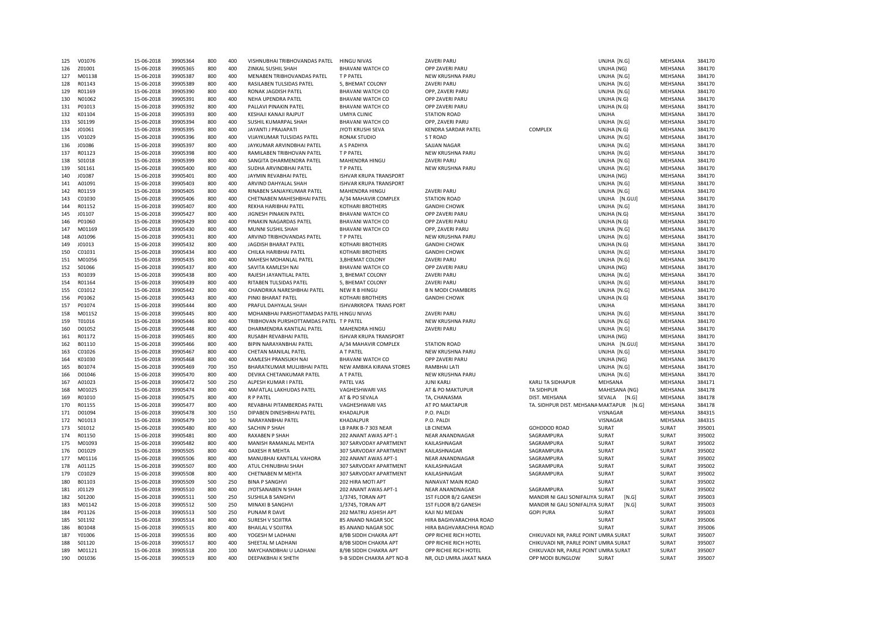| 125 | V01076 | 15-06-2018 | 39905364 | 800 | 400 | VISHNUBHAI TRIBHOVANDAS PATEL | HINGU NIVAS | ZAVERI PARU | | UNJHA [N.G] | MEHSANA | 384170 |
|---|---|---|---|---|---|---|---|---|---|---|---|---|
| 126 | Z01001 | 15-06-2018 | 39905365 | 800 | 400 | ZINKAL SUSHIL SHAH | BHAVANI WATCH CO | OPP ZAVERI PARU | | UNJHA (NG) | MEHSANA | 384170 |
| 127 | M01138 | 15-06-2018 | 39905387 | 800 | 400 | MENABEN TRIBHOVANDAS PATEL | T P PATEL | NEW KRUSHNA PARU | | UNJHA [N.G] | MEHSANA | 384170 |
| 128 | R01143 | 15-06-2018 | 39905389 | 800 | 400 | RASILABEN TULSIDAS PATEL | 5, BHEMAT COLONY | ZAVERI PARU | | UNJHA [N.G] | MEHSANA | 384170 |
| 129 | R01169 | 15-06-2018 | 39905390 | 800 | 400 | RONAK JAGDISH PATEL | BHAVANI WATCH CO | OPP, ZAVERI PARU | | UNJHA [N.G] | MEHSANA | 384170 |
| 130 | N01062 | 15-06-2018 | 39905391 | 800 | 400 | NEHA UPENDRA PATEL | BHAVANI WATCH CO | OPP ZAVERI PARU | | UNJHA (N.G) | MEHSANA | 384170 |
| 131 | P01013 | 15-06-2018 | 39905392 | 800 | 400 | PALLAVI PINAKIN PATEL | BHAVANI WATCH CO | OPP ZAVERI PARU | | UNJHA (N.G) | MEHSANA | 384170 |
| 132 | K01104 | 15-06-2018 | 39905393 | 800 | 400 | KESHAJI KANAJI RAJPUT | UMIYA CLINIC | STATION ROAD | | UNJHA | MEHSANA | 384170 |
| 133 | S01199 | 15-06-2018 | 39905394 | 800 | 400 | SUSHIL KUMARPAL SHAH | BHAVANI WATCH CO | OPP, ZAVERI PARU | | UNJHA [N.G] | MEHSANA | 384170 |
| 134 | J01061 | 15-06-2018 | 39905395 | 800 | 400 | JAYANTI J PRAJAPATI | JYOTI KRUSHI SEVA | KENDRA SARDAR PATEL | COMPLEX | UNJHA (N.G) | MEHSANA | 384170 |
| 135 | V01029 | 15-06-2018 | 39905396 | 800 | 400 | VIJAYKUMAR TULSIDAS PATEL | RONAK STUDIO | S T ROAD | | UNJHA [N.G] | MEHSANA | 384170 |
| 136 | J01086 | 15-06-2018 | 39905397 | 800 | 400 | JAYKUMAR ARVINDBHAI PATEL | A S PADHYA | SAJJAN NAGAR | | UNJHA [N.G] | MEHSANA | 384170 |
| 137 | R01123 | 15-06-2018 | 39905398 | 800 | 400 | RAMILABEN TRIBHOVAN PATEL | T P PATEL | NEW KRUSHNA PARU | | UNJHA [N.G] | MEHSANA | 384170 |
| 138 | S01018 | 15-06-2018 | 39905399 | 800 | 400 | SANGITA DHARMENDRA PATEL | MAHENDRA HINGU | ZAVERI PARU | | UNJHA [N.G] | MEHSANA | 384170 |
| 139 | S01161 | 15-06-2018 | 39905400 | 800 | 400 | SUDHA ARVINDBHAI PATEL | T P PATEL | NEW KRUSHNA PARU | | UNJHA [N.G] | MEHSANA | 384170 |
| 140 | J01087 | 15-06-2018 | 39905401 | 800 | 400 | JAYMIN REVABHAI PATEL | ISHVAR KRUPA TRANSPORT | | | UNJHA (NG) | MEHSANA | 384170 |
| 141 | A01091 | 15-06-2018 | 39905403 | 800 | 400 | ARVIND DAHYALAL SHAH | ISHVAR KRUPA TRANSPORT | | | UNJHA [N.G] | MEHSANA | 384170 |
| 142 | R01159 | 15-06-2018 | 39905405 | 800 | 400 | RINABEN SANJAYKUMAR PATEL | MAHENDRA HINGU | ZAVERI PARU | | UNJHA [N.G] | MEHSANA | 384170 |
| 143 | C01030 | 15-06-2018 | 39905406 | 800 | 400 | CHETNABEN MAHESHBHAI PATEL | A/34 MAHAVIR COMPLEX | STATION ROAD | | UNJHA [N.GUJ] | MEHSANA | 384170 |
| 144 | R01152 | 15-06-2018 | 39905407 | 800 | 400 | REKHA HARIBHAI PATEL | KOTHARI BROTHERS | GANDHI CHOWK | | UNJHA [N.G] | MEHSANA | 384170 |
| 145 | J01107 | 15-06-2018 | 39905427 | 800 | 400 | JIGNESH PINAKIN PATEL | BHAVANI WATCH CO | OPP ZAVERI PARU | | UNJHA (N.G) | MEHSANA | 384170 |
| 146 | P01060 | 15-06-2018 | 39905429 | 800 | 400 | PINAKIN NAGARDAS PATEL | BHAVANI WATCH CO | OPP ZAVERI PARU | | UNJHA (N.G) | MEHSANA | 384170 |
| 147 | M01169 | 15-06-2018 | 39905430 | 800 | 400 | MUNNI SUSHIL SHAH | BHAVANI WATCH CO | OPP, ZAVERI PARU | | UNJHA [N.G] | MEHSANA | 384170 |
| 148 | A01096 | 15-06-2018 | 39905431 | 800 | 400 | ARVIND TRIBHOVANDAS PATEL | T P PATEL | NEW KRUSHNA PARU | | UNJHA [N.G] | MEHSANA | 384170 |
| 149 | J01013 | 15-06-2018 | 39905432 | 800 | 400 | JAGDISH BHARAT PATEL | KOTHARI BROTHERS | GANDHI CHOWK | | UNJHA (N.G) | MEHSANA | 384170 |
| 150 | C01031 | 15-06-2018 | 39905434 | 800 | 400 | CHILKA HARIBHAI PATEL | KOTHARI BROTHERS | GANDHI CHOWK | | UNJHA [N.G] | MEHSANA | 384170 |
| 151 | M01056 | 15-06-2018 | 39905435 | 800 | 400 | MAHESH MOHANLAL PATEL | 3,BHEMAT COLONY | ZAVERI PARU | | UNJHA [N.G] | MEHSANA | 384170 |
| 152 | S01066 | 15-06-2018 | 39905437 | 800 | 400 | SAVITA KAMLESH NAI | BHAVANI WATCH CO | OPP ZAVERI PARU | | UNJHA (NG) | MEHSANA | 384170 |
| 153 | R01039 | 15-06-2018 | 39905438 | 800 | 400 | RAJESH JAYANTILAL PATEL | 3, BHEMAT COLONY | ZAVERI PARU | | UNJHA [N.G] | MEHSANA | 384170 |
| 154 | R01164 | 15-06-2018 | 39905439 | 800 | 400 | RITABEN TULSIDAS PATEL | 5, BHEMAT COLONY | ZAVERI PARU | | UNJHA [N.G] | MEHSANA | 384170 |
| 155 | C01012 | 15-06-2018 | 39905442 | 800 | 400 | CHANDRIKA NARESHBHAI PATEL | NEW R B HINGU | B N MODI CHAMBERS | | UNJHA [N.G] | MEHSANA | 384170 |
| 156 | P01062 | 15-06-2018 | 39905443 | 800 | 400 | PINKI BHARAT PATEL | KOTHARI BROTHERS | GANDHI CHOWK | | UNJHA (N.G) | MEHSANA | 384170 |
| 157 | P01074 | 15-06-2018 | 39905444 | 800 | 400 | PRAFUL DAHYALAL SHAH | ISHVARKROPA TRANS PORT | | | UNJHA | MEHSANA | 384170 |
| 158 | M01152 | 15-06-2018 | 39905445 | 800 | 400 | MOHANBHAI PARSHOTTAMDAS PATEL | HINGU NIVAS | ZAVERI PARU | | UNJHA [N.G] | MEHSANA | 384170 |
| 159 | T01016 | 15-06-2018 | 39905446 | 800 | 400 | TRIBHOVAN PURSHOTTAMDAS PATEL | T P PATEL | NEW KRUSHNA PARU | | UNJHA [N.G] | MEHSANA | 384170 |
| 160 | D01052 | 15-06-2018 | 39905448 | 800 | 400 | DHARMENDRA KANTILAL PATEL | MAHENDRA HINGU | ZAVERI PARU | | UNJHA [N.G] | MEHSANA | 384170 |
| 161 | R01172 | 15-06-2018 | 39905465 | 800 | 400 | RUSABH REVABHAI PATEL | ISHVAR KRUPA TRANSPORT | | | UNJHA (NG) | MEHSANA | 384170 |
| 162 | B01110 | 15-06-2018 | 39905466 | 800 | 400 | BIPIN NARAYANBHAI PATEL | A/34 MAHAVIR COMPLEX | STATION ROAD | | UNJHA [N.GUJ] | MEHSANA | 384170 |
| 163 | C01026 | 15-06-2018 | 39905467 | 800 | 400 | CHETAN MANILAL PATEL | A T PATEL | NEW KRUSHNA PARU | | UNJHA [N.G] | MEHSANA | 384170 |
| 164 | K01030 | 15-06-2018 | 39905468 | 800 | 400 | KAMLESH PRANSUKH NAI | BHAVANI WATCH CO | OPP ZAVERI PARU | | UNJHA (NG) | MEHSANA | 384170 |
| 165 | B01074 | 15-06-2018 | 39905469 | 700 | 350 | BHARATKUMAR MULJIBHAI PATEL | NEW AMBIKA KIRANA STORES | RAMBHAI LATI | | UNJHA [N.G] | MEHSANA | 384170 |
| 166 | D01046 | 15-06-2018 | 39905470 | 800 | 400 | DEVIKA CHETANKUMAR PATEL | A T PATEL | NEW KRUSHNA PARU | | UNJHA [N.G] | MEHSANA | 384170 |
| 167 | A01023 | 15-06-2018 | 39905472 | 500 | 250 | ALPESH KUMAR I PATEL | PATEL VAS | JUNI KARLI | KARLI TA SIDHAPUR | MEHSANA | MEHSANA | 384171 |
| 168 | M01025 | 15-06-2018 | 39905474 | 800 | 400 | MAFATLAL LAKHUDAS PATEL | VAGHESHWARI VAS | AT & PO MAKTUPUR | TA SIDHPUR | MAHESANA (NG) | MEHSANA | 384178 |
| 169 | R01010 | 15-06-2018 | 39905475 | 800 | 400 | R P PATEL | AT & PO SEVALA | TA, CHANASMA | DIST. MEHSANA | SEVALA [N.G] | MEHSANA | 384178 |
| 170 | R01155 | 15-06-2018 | 39905477 | 800 | 400 | REVABHAI PITAMBERDAS PATEL | VAGHESHWARI VAS | AT PO MAKTAPUR | TA. SIDHPUR DIST. MEHSANA | MAKTAPUR [N.G] | MEHSANA | 384178 |
| 171 | D01094 | 15-06-2018 | 39905478 | 300 | 150 | DIPABEN DINESHBHAI PATEL | KHADALPUR | P.O. PALDI | | VISNAGAR | MEHSANA | 384315 |
| 172 | N01013 | 15-06-2018 | 39905479 | 100 | 50 | NARAYANBHAI PATEL | KHADALPUR | P.O. PALDI | | VISNAGAR | MEHSANA | 384315 |
| 173 | S01012 | 15-06-2018 | 39905480 | 800 | 400 | SACHIN P SHAH | LB PARK B-7 303 NEAR | LB CINEMA | GOHDDOD ROAD | SURAT | SURAT | 395001 |
| 174 | R01150 | 15-06-2018 | 39905481 | 800 | 400 | RAXABEN P SHAH | 202 ANANT AWAS APT-1 | NEAR ANANDNAGAR | SAGRAMPURA | SURAT | SURAT | 395002 |
| 175 | M01093 | 15-06-2018 | 39905482 | 800 | 400 | MANISH RAMANLAL MEHTA | 307 SARVODAY APARTMENT | KAILASHNAGAR | SAGRAMPURA | SURAT | SURAT | 395002 |
| 176 | D01029 | 15-06-2018 | 39905505 | 800 | 400 | DAXESH R MEHTA | 307 SARVODAY APARTMENT | KAILASHNAGAR | SAGRAMPURA | SURAT | SURAT | 395002 |
| 177 | M01116 | 15-06-2018 | 39905506 | 800 | 400 | MANUBHAI KANTILAL VAHORA | 202 ANANT AWAS APT-1 | NEAR ANANDNAGAR | SAGRAMPURA | SURAT | SURAT | 395002 |
| 178 | A01125 | 15-06-2018 | 39905507 | 800 | 400 | ATUL CHINUBHAI SHAH | 307 SARVODAY APARTMENT | KAILASHNAGAR | SAGRAMPURA | SURAT | SURAT | 395002 |
| 179 | C01029 | 15-06-2018 | 39905508 | 800 | 400 | CHETNABEN M MEHTA | 307 SARVODAY APARTMENT | KAILASHNAGAR | SAGRAMPURA | SURAT | SURAT | 395002 |
| 180 | B01103 | 15-06-2018 | 39905509 | 500 | 250 | BINA P SANGHVI | 202 HIRA MOTI APT | NANAVAT MAIN ROAD | | SURAT | SURAT | 395002 |
| 181 | J01129 | 15-06-2018 | 39905510 | 800 | 400 | JYOTSANABEN N SHAH | 202 ANANT AWAS APT-1 | NEAR ANANDNAGAR | SAGRAMPURA | SURAT | SURAT | 395002 |
| 182 | S01200 | 15-06-2018 | 39905511 | 500 | 250 | SUSHILA B SANGHVI | 1/3745, TORAN APT | 1ST FLOOR B/2 GANESH | MANDIR NI GALI SONIFALIYA SURAT | [N.G] | SURAT | 395003 |
| 183 | M01142 | 15-06-2018 | 39905512 | 500 | 250 | MINAXI B SANGHVI | 1/3745, TORAN APT | 1ST FLOOR B/2 GANESH | MANDIR NI GALI SONIFALIYA SURAT | [N.G] | SURAT | 395003 |
| 184 | P01126 | 15-06-2018 | 39905513 | 500 | 250 | PUNAM R DAVE | 202 MATRU ASHISH APT | KAJI NU MEDAN | GOPI PURA | SURAT | SURAT | 395003 |
| 185 | S01192 | 15-06-2018 | 39905514 | 800 | 400 | SURESH V SOJITRA | 85 ANAND NAGAR SOC | HIRA BAGHVARACHHA ROAD | | SURAT | SURAT | 395006 |
| 186 | B01048 | 15-06-2018 | 39905515 | 800 | 400 | BHAILAL V SOJITRA | 85 ANAND NAGAR SOC | HIRA BAGHVARACHHA ROAD | | SURAT | SURAT | 395006 |
| 187 | Y01006 | 15-06-2018 | 39905516 | 800 | 400 | YOGESH M LADHANI | 8/9B SIDDH CHAKRA APT | OPP RICHIE RICH HOTEL | CHIKUVADI NR, PARLE POINT UMRA SURAT | | SURAT | 395007 |
| 188 | S01120 | 15-06-2018 | 39905517 | 800 | 400 | SHEETAL M LADHANI | 8/9B SIDDH CHAKRA APT | OPP RICHIE RICH HOTEL | CHIKUVADI NR, PARLE POINT UMRA SURAT | | SURAT | 395007 |
| 189 | M01121 | 15-06-2018 | 39905518 | 200 | 100 | MAYCHANDBHAI U LADHANI | 8/9B SIDDH CHAKRA APT | OPP RICHIE RICH HOTEL | CHIKUVADI NR, PARLE POINT UMRA SURAT | | SURAT | 395007 |
| 190 | D01036 | 15-06-2018 | 39905519 | 800 | 400 | DEEPAKBHAI K SHETH | 9-B SIDDH CHAKRA APT NO-B | NR, OLD UMRA JAKAT NAKA | OPP MODI BUNGLOW | SURAT | SURAT | 395007 |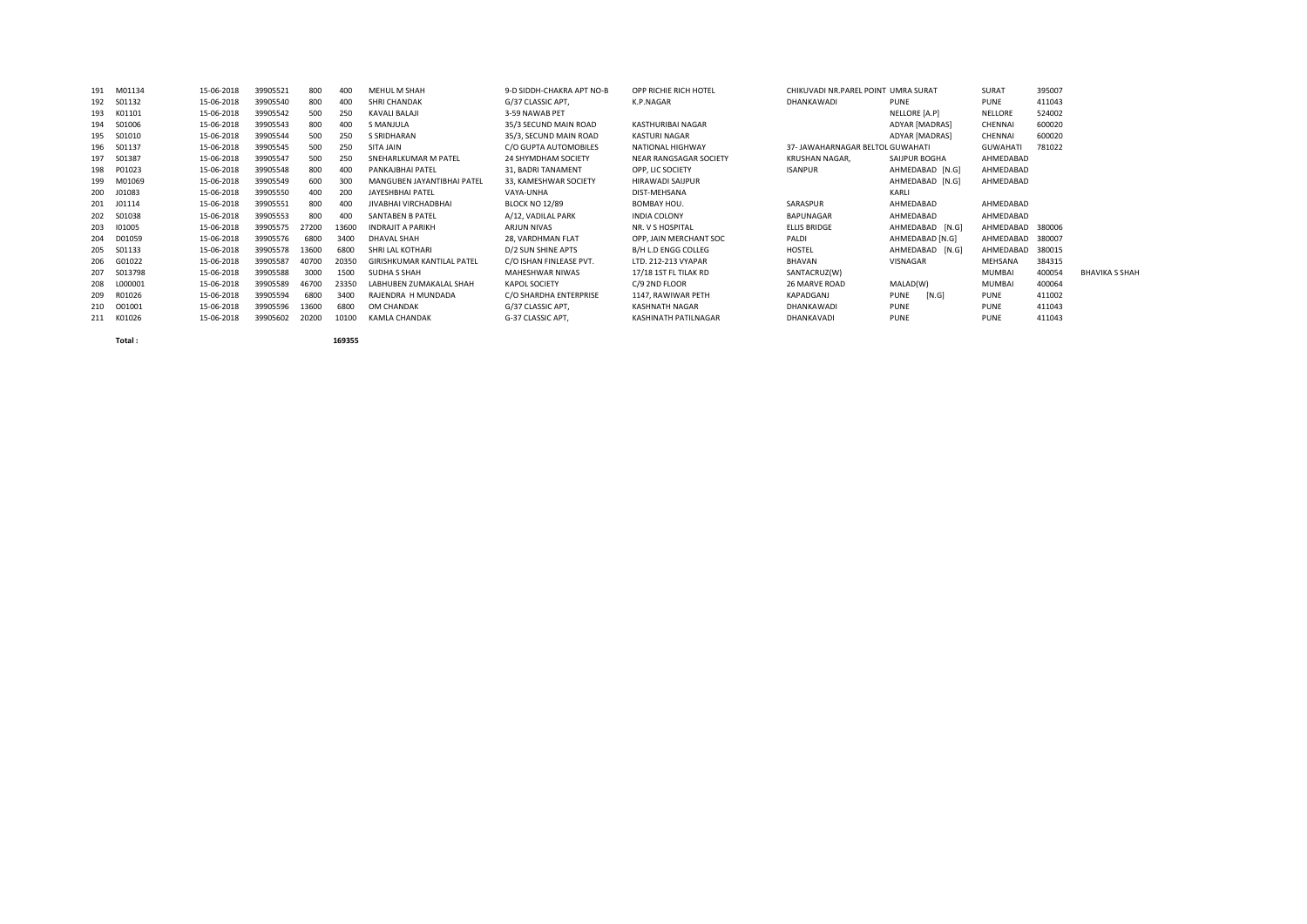| | | | | | | | | | | | | | | |
|---|---|---|---|---|---|---|---|---|---|---|---|---|---|---|
| 191 | M01134 | 15-06-2018 | 39905521 | 800 | 400 | MEHUL M SHAH | 9-D SIDDH-CHAKRA APT NO-B | OPP RICHIE RICH HOTEL | CHIKUVADI NR.PAREL POINT | UMRA SURAT | SURAT | 395007 | |
| 192 | S01132 | 15-06-2018 | 39905540 | 800 | 400 | SHRI CHANDAK | G/37 CLASSIC APT, | K.P.NAGAR | DHANKAWADI | PUNE | PUNE | 411043 | |
| 193 | K01101 | 15-06-2018 | 39905542 | 500 | 250 | KAVALI BALAJI | 3-59 NAWAB PET | | | NELLORE [A.P] | NELLORE | 524002 | |
| 194 | S01006 | 15-06-2018 | 39905543 | 800 | 400 | S MANJULA | 35/3 SECUND MAIN ROAD | KASTHURIBAI NAGAR | | ADYAR [MADRAS] | CHENNAI | 600020 | |
| 195 | S01010 | 15-06-2018 | 39905544 | 500 | 250 | S SRIDHARAN | 35/3, SECUND MAIN ROAD | KASTURI NAGAR | | ADYAR [MADRAS] | CHENNAI | 600020 | |
| 196 | S01137 | 15-06-2018 | 39905545 | 500 | 250 | SITA JAIN | C/O GUPTA AUTOMOBILES | NATIONAL HIGHWAY | 37- JAWAHARNAGAR BELTOL | GUWAHATI | GUWAHATI | 781022 | |
| 197 | S01387 | 15-06-2018 | 39905547 | 500 | 250 | SNEHARLKUMAR M PATEL | 24 SHYMDHAM SOCIETY | NEAR RANGSAGAR SOCIETY | KRUSHAN NAGAR, | SAIJPUR BOGHA | AHMEDABAD | | |
| 198 | P01023 | 15-06-2018 | 39905548 | 800 | 400 | PANKAJBHAI PATEL | 31, BADRI TANAMENT | OPP, LIC SOCIETY | ISANPUR | AHMEDABAD [N.G] | AHMEDABAD | | |
| 199 | M01069 | 15-06-2018 | 39905549 | 600 | 300 | MANGUBEN JAYANTIBHAI PATEL | 33, KAMESHWAR SOCIETY | HIRAWADI SAIJPUR | | AHMEDABAD [N.G] | AHMEDABAD | | |
| 200 | J01083 | 15-06-2018 | 39905550 | 400 | 200 | JAYESHBHAI PATEL | VAYA-UNHA | DIST-MEHSANA | | KARLI | | | |
| 201 | J01114 | 15-06-2018 | 39905551 | 800 | 400 | JIVABHAI VIRCHADBHAI | BLOCK NO 12/89 | BOMBAY HOU. | SARASPUR | AHMEDABAD | AHMEDABAD | | |
| 202 | S01038 | 15-06-2018 | 39905553 | 800 | 400 | SANTABEN B PATEL | A/12, VADILAL PARK | INDIA COLONY | BAPUNAGAR | AHMEDABAD | AHMEDABAD | | |
| 203 | I01005 | 15-06-2018 | 39905575 | 27200 | 13600 | INDRAJIT A PARIKH | ARJUN NIVAS | NR. V S HOSPITAL | ELLIS BRIDGE | AHMEDABAD [N.G] | AHMEDABAD | 380006 | |
| 204 | D01059 | 15-06-2018 | 39905576 | 6800 | 3400 | DHAVAL SHAH | 28, VARDHMAN FLAT | OPP, JAIN MERCHANT SOC | PALDI | AHMEDABAD [N.G] | AHMEDABAD | 380007 | |
| 205 | S01133 | 15-06-2018 | 39905578 | 13600 | 6800 | SHRI LAL KOTHARI | D/2 SUN SHINE APTS | B/H L.D ENGG COLLEG | HOSTEL | AHMEDABAD [N.G] | AHMEDABAD | 380015 | |
| 206 | G01022 | 15-06-2018 | 39905587 | 40700 | 20350 | GIRISHKUMAR KANTILAL PATEL | C/O ISHAN FINLEASE PVT. | LTD. 212-213 VYAPAR | BHAVAN | VISNAGAR | MEHSANA | 384315 | |
| 207 | S013798 | 15-06-2018 | 39905588 | 3000 | 1500 | SUDHA S SHAH | MAHESHWAR NIWAS | 17/18 1ST FL TILAK RD | SANTACRUZ(W) | | MUMBAI | 400054 | BHAVIKA S SHAH |
| 208 | L000001 | 15-06-2018 | 39905589 | 46700 | 23350 | LABHUBEN ZUMAKALAL SHAH | KAPOL SOCIETY | C/9 2ND FLOOR | 26 MARVE ROAD | MALAD(W) | MUMBAI | 400064 | |
| 209 | R01026 | 15-06-2018 | 39905594 | 6800 | 3400 | RAJENDRA H MUNDADA | C/O SHARDHA ENTERPRISE | 1147, RAWIWAR PETH | KAPADGANJ | PUNE [N.G] | PUNE | 411002 | |
| 210 | O01001 | 15-06-2018 | 39905596 | 13600 | 6800 | OM CHANDAK | G/37 CLASSIC APT, | KASHNATH NAGAR | DHANKAWADI | PUNE | PUNE | 411043 | |
| 211 | K01026 | 15-06-2018 | 39905602 | 20200 | 10100 | KAMLA CHANDAK | G-37 CLASSIC APT, | KASHINATH PATILNAGAR | DHANKAVADI | PUNE | PUNE | 411043 | |
| | **Total :** | | | | **169355** | | | | | | | | |